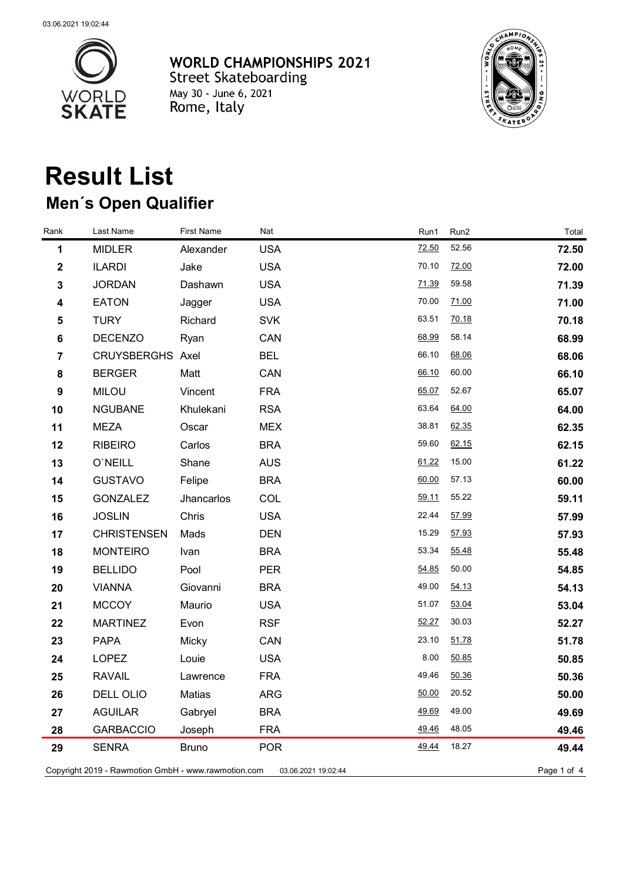03.06.2021 19:02:44

**WORLD CHAMPIONSHIPS 2021**
Street Skateboarding
May 30 - June 6, 2021
Rome, Italy

# Result List

## Men´s Open Qualifier

| Rank | Last Name | First Name | Nat | Run1 | Run2 | Total |
|---|---|---|---|---|---|---|
| 1 | MIDLER | Alexander | USA | 72.50 | 52.56 | 72.50 |
| 2 | ILARDI | Jake | USA | 70.10 | 72.00 | 72.00 |
| 3 | JORDAN | Dashawn | USA | 71.39 | 59.58 | 71.39 |
| 4 | EATON | Jagger | USA | 70.00 | 71.00 | 71.00 |
| 5 | TURY | Richard | SVK | 63.51 | 70.18 | 70.18 |
| 6 | DECENZO | Ryan | CAN | 68.99 | 58.14 | 68.99 |
| 7 | CRUYSBERGHS | Axel | BEL | 66.10 | 68.06 | 68.06 |
| 8 | BERGER | Matt | CAN | 66.10 | 60.00 | 66.10 |
| 9 | MILOU | Vincent | FRA | 65.07 | 52.67 | 65.07 |
| 10 | NGUBANE | Khulekani | RSA | 63.64 | 64.00 | 64.00 |
| 11 | MEZA | Oscar | MEX | 38.81 | 62.35 | 62.35 |
| 12 | RIBEIRO | Carlos | BRA | 59.60 | 62.15 | 62.15 |
| 13 | O`NEILL | Shane | AUS | 61.22 | 15.00 | 61.22 |
| 14 | GUSTAVO | Felipe | BRA | 60.00 | 57.13 | 60.00 |
| 15 | GONZALEZ | Jhancarlos | COL | 59.11 | 55.22 | 59.11 |
| 16 | JOSLIN | Chris | USA | 22.44 | 57.99 | 57.99 |
| 17 | CHRISTENSEN | Mads | DEN | 15.29 | 57.93 | 57.93 |
| 18 | MONTEIRO | Ivan | BRA | 53.34 | 55.48 | 55.48 |
| 19 | BELLIDO | Pool | PER | 54.85 | 50.00 | 54.85 |
| 20 | VIANNA | Giovanni | BRA | 49.00 | 54.13 | 54.13 |
| 21 | MCCOY | Maurio | USA | 51.07 | 53.04 | 53.04 |
| 22 | MARTINEZ | Evon | RSF | 52.27 | 30.03 | 52.27 |
| 23 | PAPA | Micky | CAN | 23.10 | 51.78 | 51.78 |
| 24 | LOPEZ | Louie | USA | 8.00 | 50.85 | 50.85 |
| 25 | RAVAIL | Lawrence | FRA | 49.46 | 50.36 | 50.36 |
| 26 | DELL OLIO | Matias | ARG | 50.00 | 20.52 | 50.00 |
| 27 | AGUILAR | Gabryel | BRA | 49.69 | 49.00 | 49.69 |
| 28 | GARBACCIO | Joseph | FRA | 49.46 | 48.05 | 49.46 |
| 29 | SENRA | Bruno | POR | 49.44 | 18.27 | 49.44 |

Copyright 2019 - Rawmotion GmbH - www.rawmotion.com 03.06.2021 19:02:44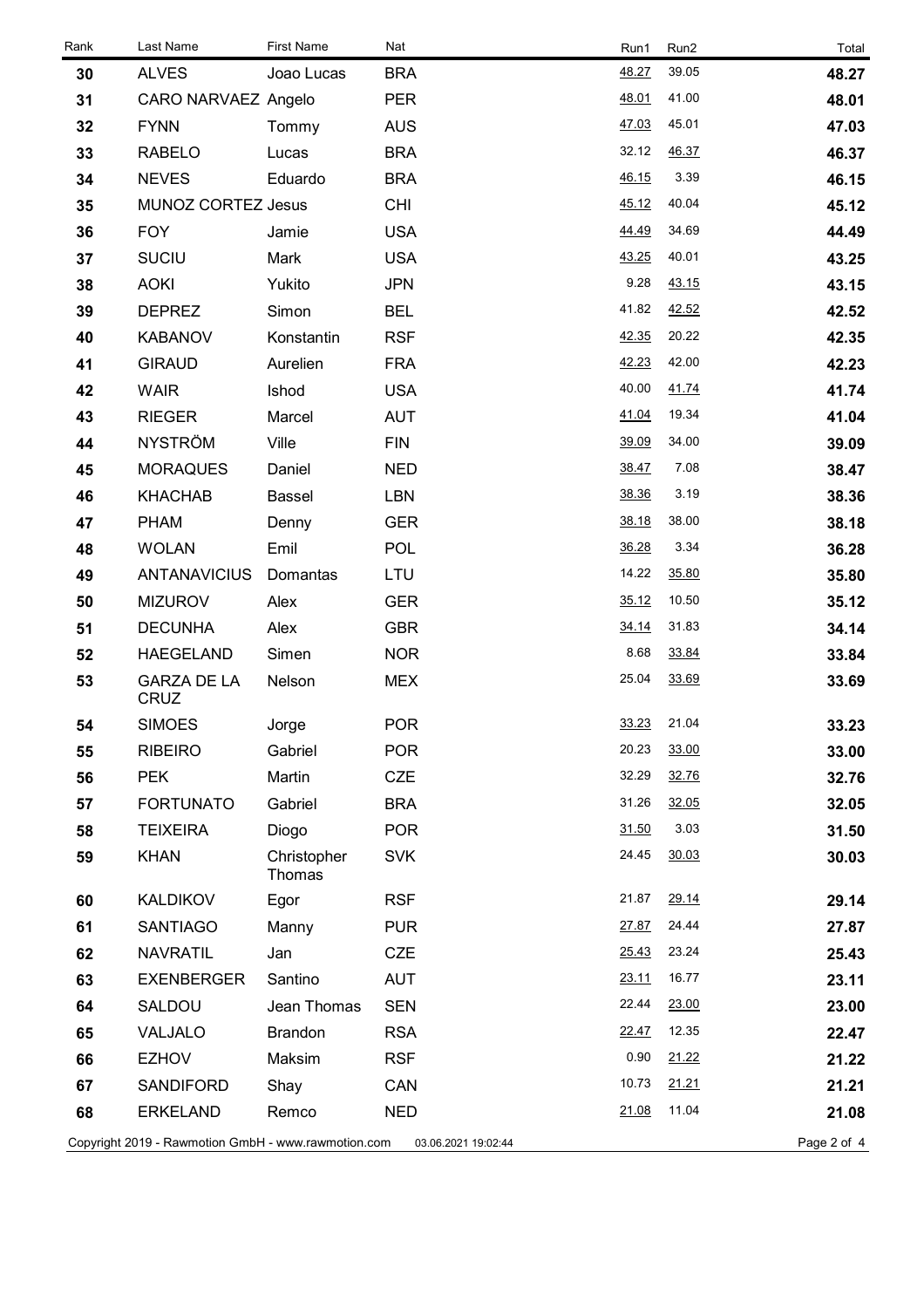| Rank | Last Name | First Name | Nat | Run1 | Run2 | Total |
|---|---|---|---|---|---|---|
| **30** | ALVES | Joao Lucas | BRA | 48.27 | 39.05 | **48.27** |
| **31** | CARO NARVAEZ | Angelo | PER | 48.01 | 41.00 | **48.01** |
| **32** | FYNN | Tommy | AUS | 47.03 | 45.01 | **47.03** |
| **33** | RABELO | Lucas | BRA | 32.12 | 46.37 | **46.37** |
| **34** | NEVES | Eduardo | BRA | 46.15 | 3.39 | **46.15** |
| **35** | MUNOZ CORTEZ | Jesus | CHI | 45.12 | 40.04 | **45.12** |
| **36** | FOY | Jamie | USA | 44.49 | 34.69 | **44.49** |
| **37** | SUCIU | Mark | USA | 43.25 | 40.01 | **43.25** |
| **38** | AOKI | Yukito | JPN | 9.28 | 43.15 | **43.15** |
| **39** | DEPREZ | Simon | BEL | 41.82 | 42.52 | **42.52** |
| **40** | KABANOV | Konstantin | RSF | 42.35 | 20.22 | **42.35** |
| **41** | GIRAUD | Aurelien | FRA | 42.23 | 42.00 | **42.23** |
| **42** | WAIR | Ishod | USA | 40.00 | 41.74 | **41.74** |
| **43** | RIEGER | Marcel | AUT | 41.04 | 19.34 | **41.04** |
| **44** | NYSTRÖM | Ville | FIN | 39.09 | 34.00 | **39.09** |
| **45** | MORAQUES | Daniel | NED | 38.47 | 7.08 | **38.47** |
| **46** | KHACHAB | Bassel | LBN | 38.36 | 3.19 | **38.36** |
| **47** | PHAM | Denny | GER | 38.18 | 38.00 | **38.18** |
| **48** | WOLAN | Emil | POL | 36.28 | 3.34 | **36.28** |
| **49** | ANTANAVICIUS | Domantas | LTU | 14.22 | 35.80 | **35.80** |
| **50** | MIZUROV | Alex | GER | 35.12 | 10.50 | **35.12** |
| **51** | DECUNHA | Alex | GBR | 34.14 | 31.83 | **34.14** |
| **52** | HAEGELAND | Simen | NOR | 8.68 | 33.84 | **33.84** |
| **53** | GARZA DE LA CRUZ | Nelson | MEX | 25.04 | 33.69 | **33.69** |
| **54** | SIMOES | Jorge | POR | 33.23 | 21.04 | **33.23** |
| **55** | RIBEIRO | Gabriel | POR | 20.23 | 33.00 | **33.00** |
| **56** | PEK | Martin | CZE | 32.29 | 32.76 | **32.76** |
| **57** | FORTUNATO | Gabriel | BRA | 31.26 | 32.05 | **32.05** |
| **58** | TEIXEIRA | Diogo | POR | 31.50 | 3.03 | **31.50** |
| **59** | KHAN | Christopher Thomas | SVK | 24.45 | 30.03 | **30.03** |
| **60** | KALDIKOV | Egor | RSF | 21.87 | 29.14 | **29.14** |
| **61** | SANTIAGO | Manny | PUR | 27.87 | 24.44 | **27.87** |
| **62** | NAVRATIL | Jan | CZE | 25.43 | 23.24 | **25.43** |
| **63** | EXENBERGER | Santino | AUT | 23.11 | 16.77 | **23.11** |
| **64** | SALDOU | Jean Thomas | SEN | 22.44 | 23.00 | **23.00** |
| **65** | VALJALO | Brandon | RSA | 22.47 | 12.35 | **22.47** |
| **66** | EZHOV | Maksim | RSF | 0.90 | 21.22 | **21.22** |
| **67** | SANDIFORD | Shay | CAN | 10.73 | 21.21 | **21.21** |
| **68** | ERKELAND | Remco | NED | 21.08 | 11.04 | **21.08** |

Copyright 2019 - Rawmotion GmbH - www.rawmotion.com 03.06.2021 19:02:44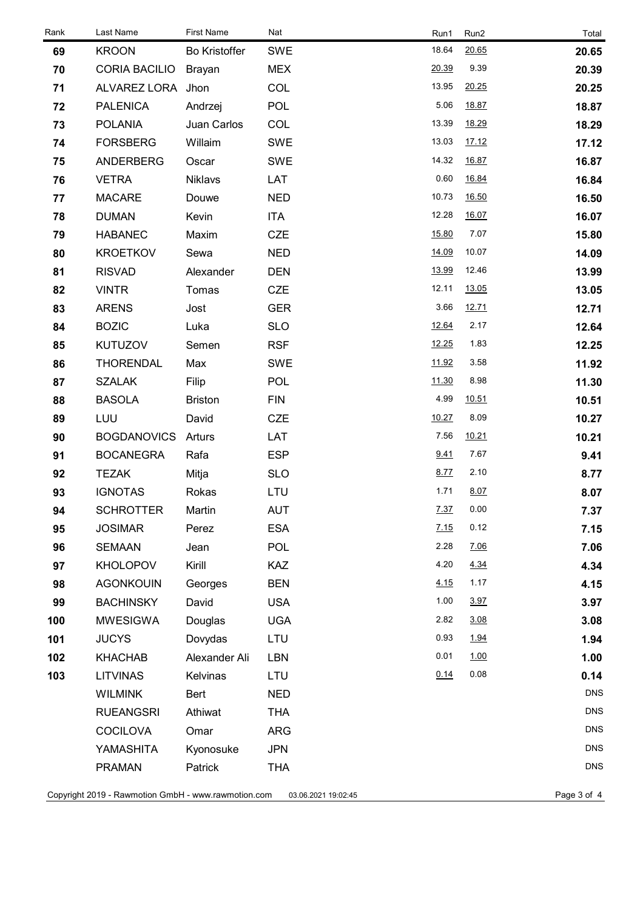| Rank | Last Name | First Name | Nat | Run1 | Run2 | Total |
|---|---|---|---|---|---|---|
| 69 | KROON | Bo Kristoffer | SWE | 18.64 | 20.65 | 20.65 |
| 70 | CORIA BACILIO | Brayan | MEX | 20.39 | 9.39 | 20.39 |
| 71 | ALVAREZ LORA | Jhon | COL | 13.95 | 20.25 | 20.25 |
| 72 | PALENICA | Andrzej | POL | 5.06 | 18.87 | 18.87 |
| 73 | POLANIA | Juan Carlos | COL | 13.39 | 18.29 | 18.29 |
| 74 | FORSBERG | Willaim | SWE | 13.03 | 17.12 | 17.12 |
| 75 | ANDERBERG | Oscar | SWE | 14.32 | 16.87 | 16.87 |
| 76 | VETRA | Niklavs | LAT | 0.60 | 16.84 | 16.84 |
| 77 | MACARE | Douwe | NED | 10.73 | 16.50 | 16.50 |
| 78 | DUMAN | Kevin | ITA | 12.28 | 16.07 | 16.07 |
| 79 | HABANEC | Maxim | CZE | 15.80 | 7.07 | 15.80 |
| 80 | KROETKOV | Sewa | NED | 14.09 | 10.07 | 14.09 |
| 81 | RISVAD | Alexander | DEN | 13.99 | 12.46 | 13.99 |
| 82 | VINTR | Tomas | CZE | 12.11 | 13.05 | 13.05 |
| 83 | ARENS | Jost | GER | 3.66 | 12.71 | 12.71 |
| 84 | BOZIC | Luka | SLO | 12.64 | 2.17 | 12.64 |
| 85 | KUTUZOV | Semen | RSF | 12.25 | 1.83 | 12.25 |
| 86 | THORENDAL | Max | SWE | 11.92 | 3.58 | 11.92 |
| 87 | SZALAK | Filip | POL | 11.30 | 8.98 | 11.30 |
| 88 | BASOLA | Briston | FIN | 4.99 | 10.51 | 10.51 |
| 89 | LUU | David | CZE | 10.27 | 8.09 | 10.27 |
| 90 | BOGDANOVICS | Arturs | LAT | 7.56 | 10.21 | 10.21 |
| 91 | BOCANEGRA | Rafa | ESP | 9.41 | 7.67 | 9.41 |
| 92 | TEZAK | Mitja | SLO | 8.77 | 2.10 | 8.77 |
| 93 | IGNOTAS | Rokas | LTU | 1.71 | 8.07 | 8.07 |
| 94 | SCHROTTER | Martin | AUT | 7.37 | 0.00 | 7.37 |
| 95 | JOSIMAR | Perez | ESA | 7.15 | 0.12 | 7.15 |
| 96 | SEMAAN | Jean | POL | 2.28 | 7.06 | 7.06 |
| 97 | KHOLOPOV | Kirill | KAZ | 4.20 | 4.34 | 4.34 |
| 98 | AGONKOUIN | Georges | BEN | 4.15 | 1.17 | 4.15 |
| 99 | BACHINSKY | David | USA | 1.00 | 3.97 | 3.97 |
| 100 | MWESIGWA | Douglas | UGA | 2.82 | 3.08 | 3.08 |
| 101 | JUCYS | Dovydas | LTU | 0.93 | 1.94 | 1.94 |
| 102 | KHACHAB | Alexander Ali | LBN | 0.01 | 1.00 | 1.00 |
| 103 | LITVINAS | Kelvinas | LTU | 0.14 | 0.08 | 0.14 |
| | WILMINK | Bert | NED | | | DNS |
| | RUEANGSRI | Athiwat | THA | | | DNS |
| | COCILOVA | Omar | ARG | | | DNS |
| | YAMASHITA | Kyonosuke | JPN | | | DNS |
| | PRAMAN | Patrick | THA | | | DNS |

Copyright 2019 - Rawmotion GmbH - www.rawmotion.com 03.06.2021 19:02:45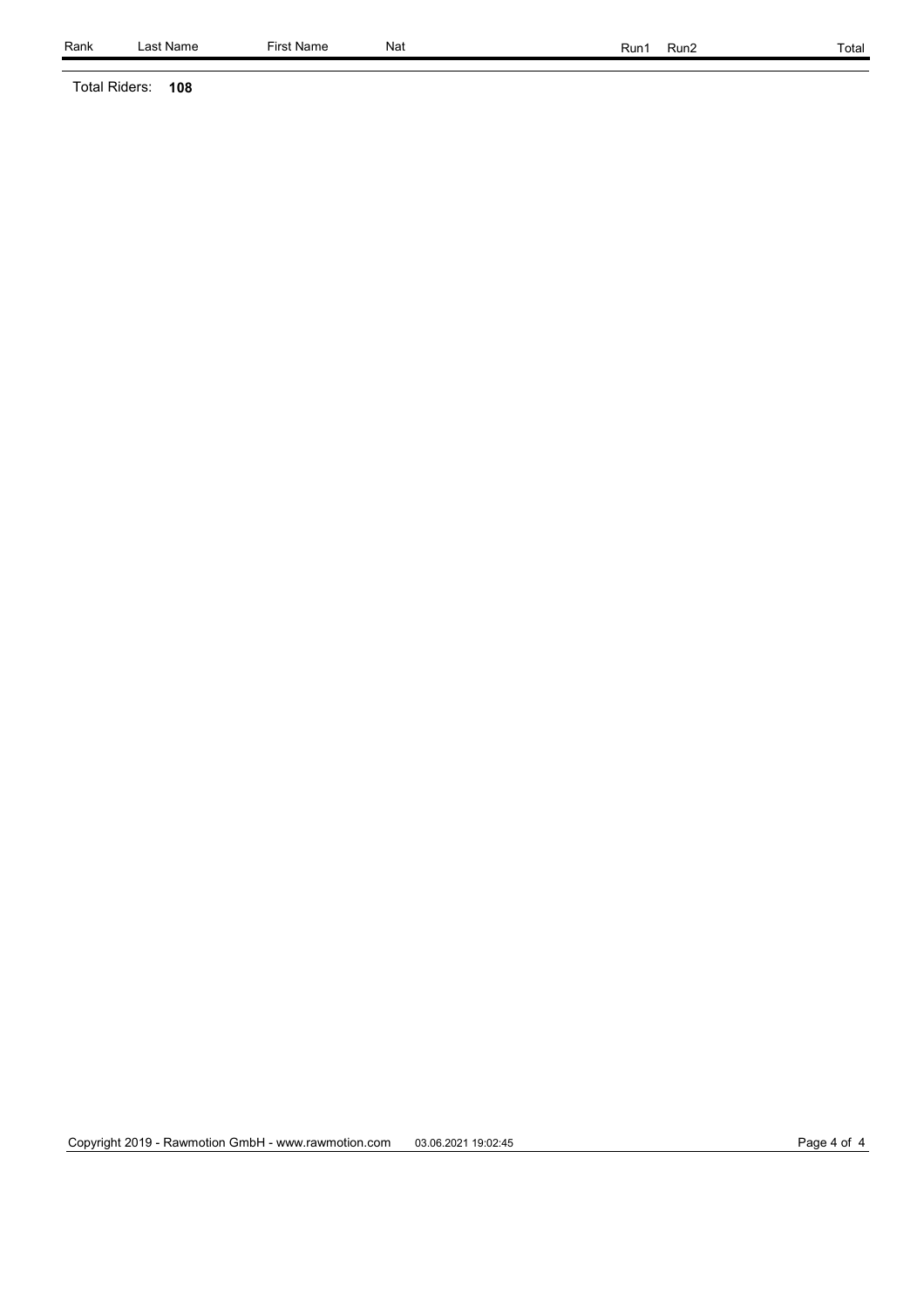| Rank | Last Name | First Name | Nat | Run1 | Run2 | Total |
| --- | --- | --- | --- | --- | --- | --- |

Total Riders: **108**